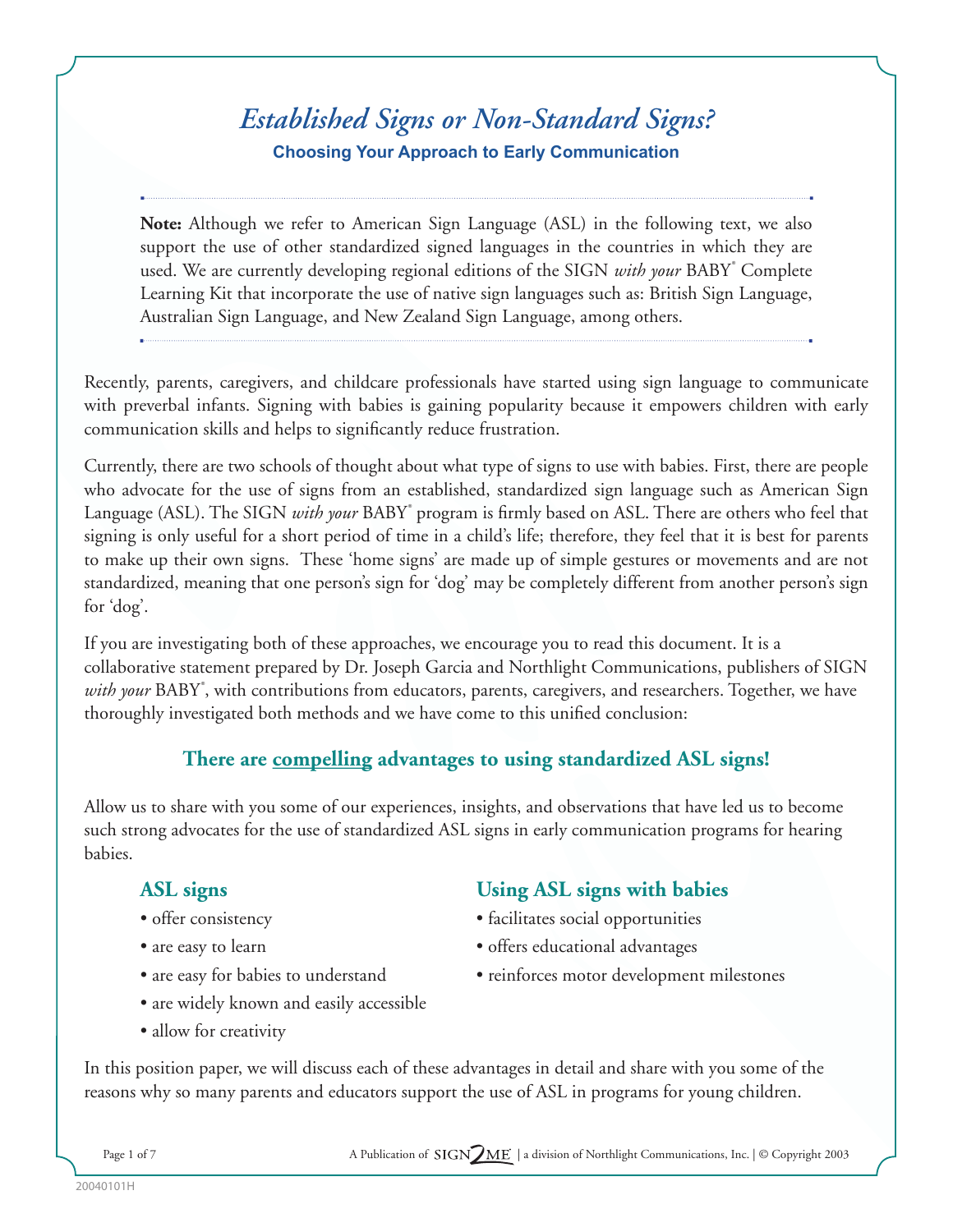# *Established Signs or Non-Standard Signs?*

### Choosing Your Approach to Early Communication

**Note:** Although we refer to American Sign Language (ASL) in the following text, we also support the use of other standardized signed languages in the countries in which they are used. We are currently developing regional editions of the SIGN *with your* BABY® Complete Learning Kit that incorporate the use of native sign languages such as: British Sign Language, Australian Sign Language, and New Zealand Sign Language, among others.

Recently, parents, caregivers, and childcare professionals have started using sign language to communicate with preverbal infants. Signing with babies is gaining popularity because it empowers children with early communication skills and helps to significantly reduce frustration.

Currently, there are two schools of thought about what type of signs to use with babies. First, there are people who advocate for the use of signs from an established, standardized sign language such as American Sign Language (ASL). The SIGN *with your* BABY® program is firmly based on ASL. There are others who feel that signing is only useful for a short period of time in a child's life; therefore, they feel that it is best for parents to make up their own signs. These 'home signs' are made up of simple gestures or movements and are not standardized, meaning that one person's sign for 'dog' may be completely different from another person's sign for 'dog'.

If you are investigating both of these approaches, we encourage you to read this document. It is a collaborative statement prepared by Dr. Joseph Garcia and Northlight Communications, publishers of SIGN *with your* BABY®, with contributions from educators, parents, caregivers, and researchers. Together, we have thoroughly investigated both methods and we have come to this unified conclusion:

**There are <u>compelling</u> advantages to using standardized ASL signs!**

Allow us to share with you some of our experiences, insights, and observations that have led us to become such strong advocates for the use of standardized ASL signs in early communication programs for hearing babies.

### ASL signs

- offer consistency
- are easy to learn
- are easy for babies to understand
- are widely known and easily accessible
- allow for creativity

### Using ASL signs with babies

- facilitates social opportunities
- offers educational advantages
- reinforces motor development milestones

In this position paper, we will discuss each of these advantages in detail and share with you some of the reasons why so many parents and educators support the use of ASL in programs for young children.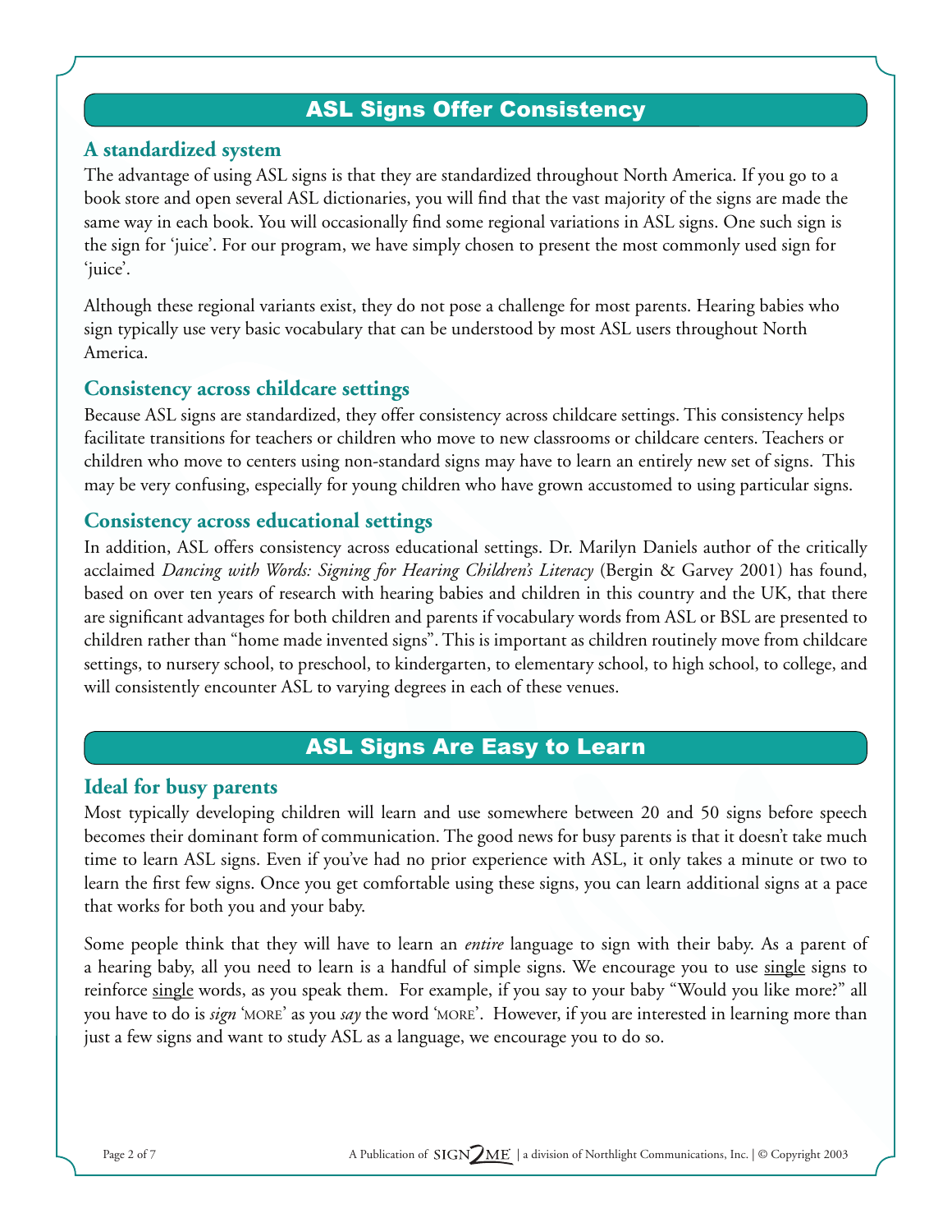## ASL Signs Offer Consistency

### A standardized system

The advantage of using ASL signs is that they are standardized throughout North America. If you go to a book store and open several ASL dictionaries, you will find that the vast majority of the signs are made the same way in each book. You will occasionally find some regional variations in ASL signs. One such sign is the sign for 'juice'. For our program, we have simply chosen to present the most commonly used sign for 'juice'.

Although these regional variants exist, they do not pose a challenge for most parents. Hearing babies who sign typically use very basic vocabulary that can be understood by most ASL users throughout North America.

### Consistency across childcare settings

Because ASL signs are standardized, they offer consistency across childcare settings. This consistency helps facilitate transitions for teachers or children who move to new classrooms or childcare centers. Teachers or children who move to centers using non-standard signs may have to learn an entirely new set of signs. This may be very confusing, especially for young children who have grown accustomed to using particular signs.

### Consistency across educational settings

In addition, ASL offers consistency across educational settings. Dr. Marilyn Daniels author of the critically acclaimed *Dancing with Words: Signing for Hearing Children's Literacy* (Bergin & Garvey 2001) has found, based on over ten years of research with hearing babies and children in this country and the UK, that there are significant advantages for both children and parents if vocabulary words from ASL or BSL are presented to children rather than "home made invented signs". This is important as children routinely move from childcare settings, to nursery school, to preschool, to kindergarten, to elementary school, to high school, to college, and will consistently encounter ASL to varying degrees in each of these venues.

## ASL Signs Are Easy to Learn

### Ideal for busy parents

Most typically developing children will learn and use somewhere between 20 and 50 signs before speech becomes their dominant form of communication. The good news for busy parents is that it doesn't take much time to learn ASL signs. Even if you've had no prior experience with ASL, it only takes a minute or two to learn the first few signs. Once you get comfortable using these signs, you can learn additional signs at a pace that works for both you and your baby.

Some people think that they will have to learn an *entire* language to sign with their baby. As a parent of a hearing baby, all you need to learn is a handful of simple signs. We encourage you to use <u>single</u> signs to reinforce <u>single</u> words, as you speak them. For example, if you say to your baby "Would you like more?" all you have to do is *sign* 'MORE' as you *say* the word 'MORE'. However, if you are interested in learning more than just a few signs and want to study ASL as a language, we encourage you to do so.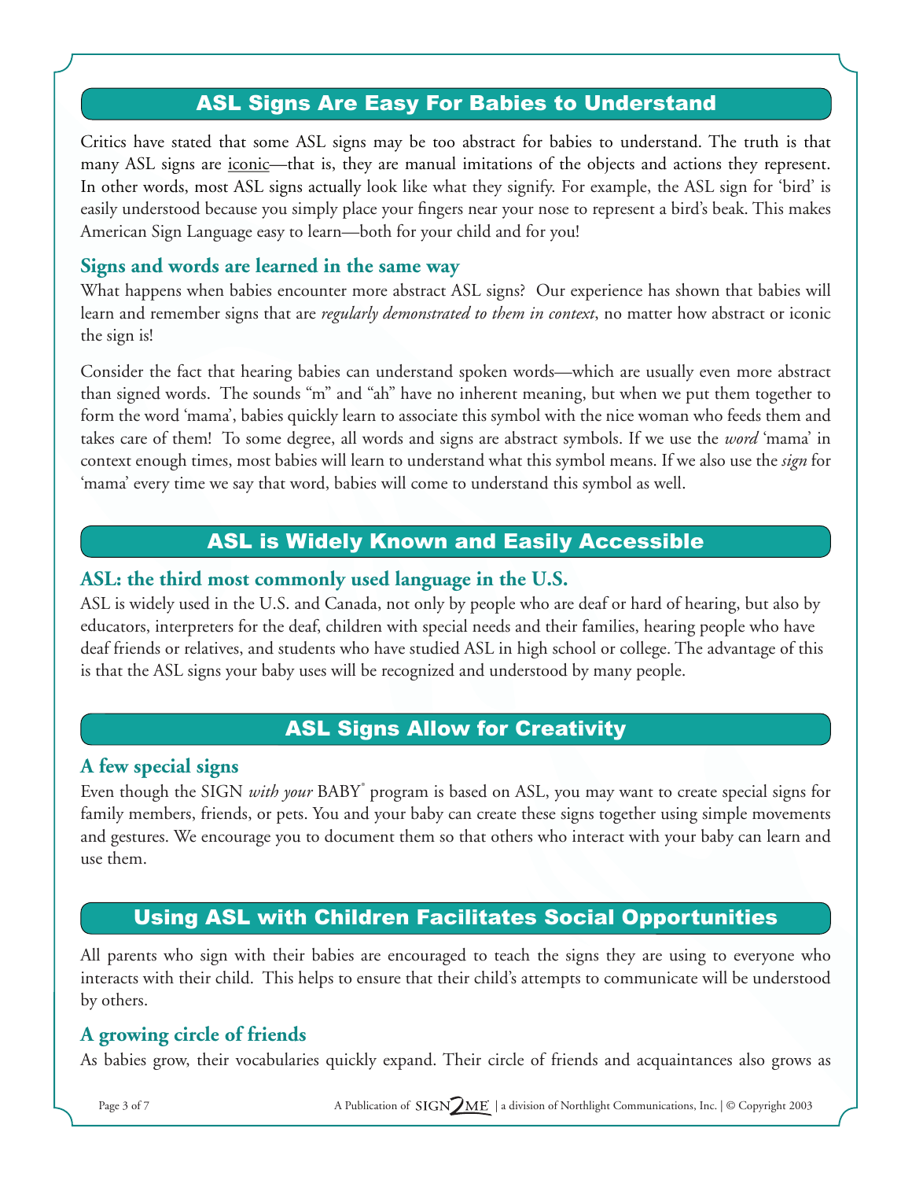## ASL Signs Are Easy For Babies to Understand

Critics have stated that some ASL signs may be too abstract for babies to understand. The truth is that many ASL signs are iconic—that is, they are manual imitations of the objects and actions they represent. In other words, most ASL signs actually look like what they signify. For example, the ASL sign for 'bird' is easily understood because you simply place your fingers near your nose to represent a bird's beak. This makes American Sign Language easy to learn—both for your child and for you!

### Signs and words are learned in the same way

What happens when babies encounter more abstract ASL signs? Our experience has shown that babies will learn and remember signs that are *regularly demonstrated to them in context*, no matter how abstract or iconic the sign is!

Consider the fact that hearing babies can understand spoken words—which are usually even more abstract than signed words. The sounds "m" and "ah" have no inherent meaning, but when we put them together to form the word 'mama', babies quickly learn to associate this symbol with the nice woman who feeds them and takes care of them! To some degree, all words and signs are abstract symbols. If we use the *word* 'mama' in context enough times, most babies will learn to understand what this symbol means. If we also use the *sign* for 'mama' every time we say that word, babies will come to understand this symbol as well.

## ASL is Widely Known and Easily Accessible

### ASL: the third most commonly used language in the U.S.

ASL is widely used in the U.S. and Canada, not only by people who are deaf or hard of hearing, but also by educators, interpreters for the deaf, children with special needs and their families, hearing people who have deaf friends or relatives, and students who have studied ASL in high school or college. The advantage of this is that the ASL signs your baby uses will be recognized and understood by many people.

## ASL Signs Allow for Creativity

### A few special signs

Even though the SIGN *with your* BABY® program is based on ASL, you may want to create special signs for family members, friends, or pets. You and your baby can create these signs together using simple movements and gestures. We encourage you to document them so that others who interact with your baby can learn and use them.

## Using ASL with Children Facilitates Social Opportunities

All parents who sign with their babies are encouraged to teach the signs they are using to everyone who interacts with their child. This helps to ensure that their child's attempts to communicate will be understood by others.

### A growing circle of friends

As babies grow, their vocabularies quickly expand. Their circle of friends and acquaintances also grows as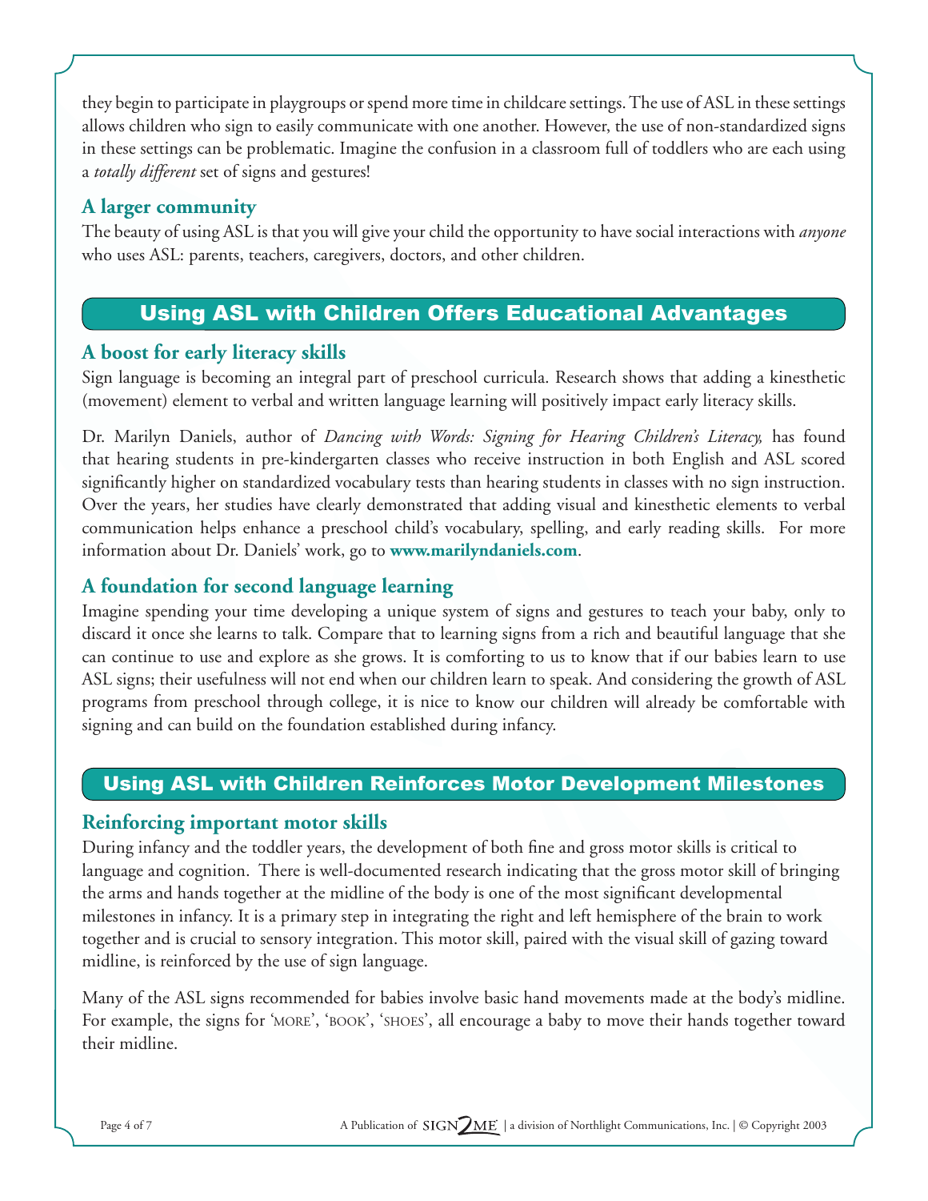they begin to participate in playgroups or spend more time in childcare settings. The use of ASL in these settings allows children who sign to easily communicate with one another. However, the use of non-standardized signs in these settings can be problematic. Imagine the confusion in a classroom full of toddlers who are each using a *totally different* set of signs and gestures!

### A larger community

The beauty of using ASL is that you will give your child the opportunity to have social interactions with *anyone* who uses ASL: parents, teachers, caregivers, doctors, and other children.

## Using ASL with Children Offers Educational Advantages

### A boost for early literacy skills

Sign language is becoming an integral part of preschool curricula. Research shows that adding a kinesthetic (movement) element to verbal and written language learning will positively impact early literacy skills.

Dr. Marilyn Daniels, author of *Dancing with Words: Signing for Hearing Children's Literacy,* has found that hearing students in pre-kindergarten classes who receive instruction in both English and ASL scored significantly higher on standardized vocabulary tests than hearing students in classes with no sign instruction. Over the years, her studies have clearly demonstrated that adding visual and kinesthetic elements to verbal communication helps enhance a preschool child's vocabulary, spelling, and early reading skills. For more information about Dr. Daniels' work, go to **www.marilyndaniels.com**.

### A foundation for second language learning

Imagine spending your time developing a unique system of signs and gestures to teach your baby, only to discard it once she learns to talk. Compare that to learning signs from a rich and beautiful language that she can continue to use and explore as she grows. It is comforting to us to know that if our babies learn to use ASL signs; their usefulness will not end when our children learn to speak. And considering the growth of ASL programs from preschool through college, it is nice to know our children will already be comfortable with signing and can build on the foundation established during infancy.

## Using ASL with Children Reinforces Motor Development Milestones

### Reinforcing important motor skills

During infancy and the toddler years, the development of both fine and gross motor skills is critical to language and cognition. There is well-documented research indicating that the gross motor skill of bringing the arms and hands together at the midline of the body is one of the most significant developmental milestones in infancy. It is a primary step in integrating the right and left hemisphere of the brain to work together and is crucial to sensory integration. This motor skill, paired with the visual skill of gazing toward midline, is reinforced by the use of sign language.

Many of the ASL signs recommended for babies involve basic hand movements made at the body's midline. For example, the signs for 'MORE', 'BOOK', 'SHOES', all encourage a baby to move their hands together toward their midline.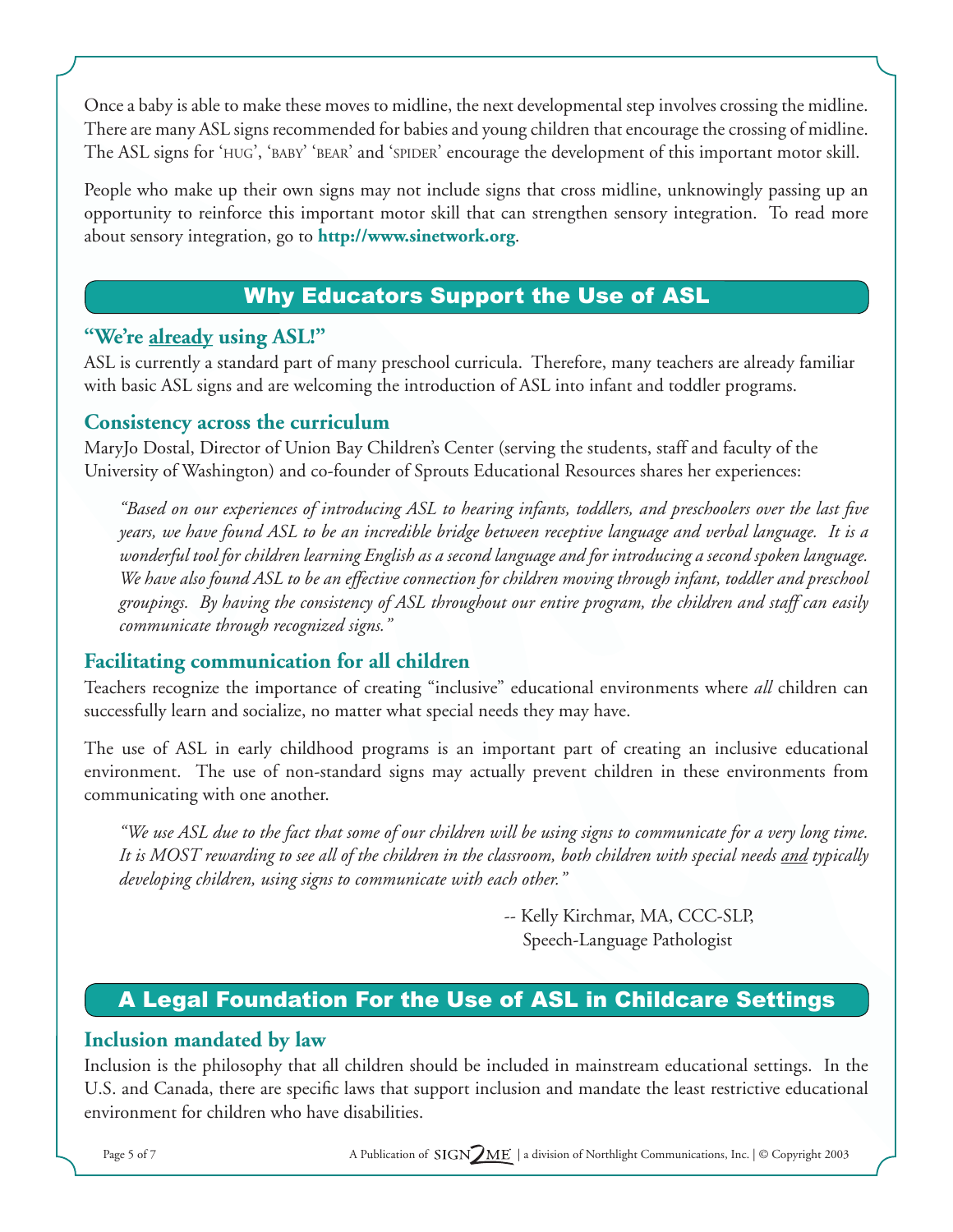Once a baby is able to make these moves to midline, the next developmental step involves crossing the midline. There are many ASL signs recommended for babies and young children that encourage the crossing of midline. The ASL signs for 'HUG', 'BABY' 'BEAR' and 'SPIDER' encourage the development of this important motor skill.

People who make up their own signs may not include signs that cross midline, unknowingly passing up an opportunity to reinforce this important motor skill that can strengthen sensory integration. To read more about sensory integration, go to **http://www.sinetwork.org**.

## Why Educators Support the Use of ASL

### "We're <u>already</u> using ASL!"

ASL is currently a standard part of many preschool curricula. Therefore, many teachers are already familiar with basic ASL signs and are welcoming the introduction of ASL into infant and toddler programs.

### Consistency across the curriculum

MaryJo Dostal, Director of Union Bay Children's Center (serving the students, staff and faculty of the University of Washington) and co-founder of Sprouts Educational Resources shares her experiences:

> *"Based on our experiences of introducing ASL to hearing infants, toddlers, and preschoolers over the last five years, we have found ASL to be an incredible bridge between receptive language and verbal language. It is a wonderful tool for children learning English as a second language and for introducing a second spoken language. We have also found ASL to be an effective connection for children moving through infant, toddler and preschool groupings. By having the consistency of ASL throughout our entire program, the children and staff can easily communicate through recognized signs."*

### Facilitating communication for all children

Teachers recognize the importance of creating "inclusive" educational environments where *all* children can successfully learn and socialize, no matter what special needs they may have.

The use of ASL in early childhood programs is an important part of creating an inclusive educational environment. The use of non-standard signs may actually prevent children in these environments from communicating with one another.

> *"We use ASL due to the fact that some of our children will be using signs to communicate for a very long time. It is MOST rewarding to see all of the children in the classroom, both children with special needs <u>and</u> typically developing children, using signs to communicate with each other."*

-- Kelly Kirchmar, MA, CCC-SLP,
Speech-Language Pathologist

## A Legal Foundation For the Use of ASL in Childcare Settings

### Inclusion mandated by law

Inclusion is the philosophy that all children should be included in mainstream educational settings. In the U.S. and Canada, there are specific laws that support inclusion and mandate the least restrictive educational environment for children who have disabilities.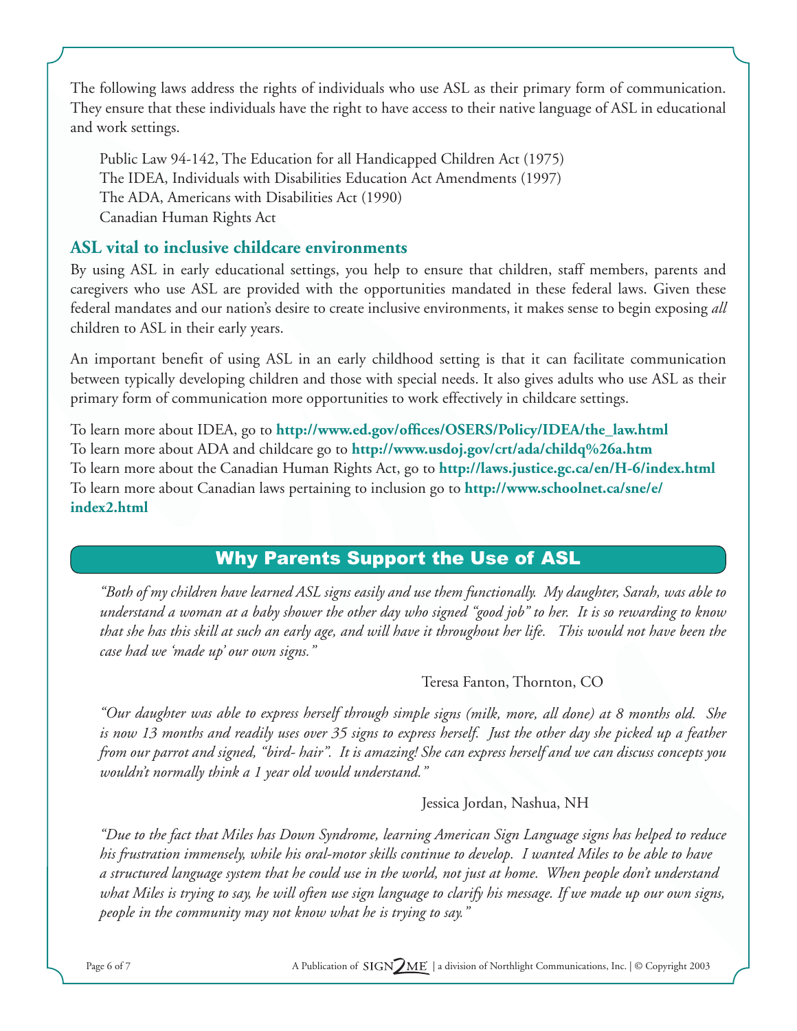The following laws address the rights of individuals who use ASL as their primary form of communication. They ensure that these individuals have the right to have access to their native language of ASL in educational and work settings.

Public Law 94-142, The Education for all Handicapped Children Act (1975)
The IDEA, Individuals with Disabilities Education Act Amendments (1997)
The ADA, Americans with Disabilities Act (1990)
Canadian Human Rights Act

## ASL vital to inclusive childcare environments

By using ASL in early educational settings, you help to ensure that children, staff members, parents and caregivers who use ASL are provided with the opportunities mandated in these federal laws. Given these federal mandates and our nation's desire to create inclusive environments, it makes sense to begin exposing *all* children to ASL in their early years.

An important benefit of using ASL in an early childhood setting is that it can facilitate communication between typically developing children and those with special needs. It also gives adults who use ASL as their primary form of communication more opportunities to work effectively in childcare settings.

To learn more about IDEA, go to **http://www.ed.gov/offices/OSERS/Policy/IDEA/the_law.html**
To learn more about ADA and childcare go to **http://www.usdoj.gov/crt/ada/childq%26a.htm**
To learn more about the Canadian Human Rights Act, go to **http://laws.justice.gc.ca/en/H-6/index.html**
To learn more about Canadian laws pertaining to inclusion go to **http://www.schoolnet.ca/sne/e/index2.html**

## Why Parents Support the Use of ASL

*"Both of my children have learned ASL signs easily and use them functionally. My daughter, Sarah, was able to understand a woman at a baby shower the other day who signed "good job" to her. It is so rewarding to know that she has this skill at such an early age, and will have it throughout her life. This would not have been the case had we 'made up' our own signs."*

Teresa Fanton, Thornton, CO

*"Our daughter was able to express herself through simple signs (milk, more, all done) at 8 months old. She is now 13 months and readily uses over 35 signs to express herself. Just the other day she picked up a feather from our parrot and signed, "bird- hair". It is amazing! She can express herself and we can discuss concepts you wouldn't normally think a 1 year old would understand."*

Jessica Jordan, Nashua, NH

*"Due to the fact that Miles has Down Syndrome, learning American Sign Language signs has helped to reduce his frustration immensely, while his oral-motor skills continue to develop. I wanted Miles to be able to have a structured language system that he could use in the world, not just at home. When people don't understand what Miles is trying to say, he will often use sign language to clarify his message. If we made up our own signs, people in the community may not know what he is trying to say."*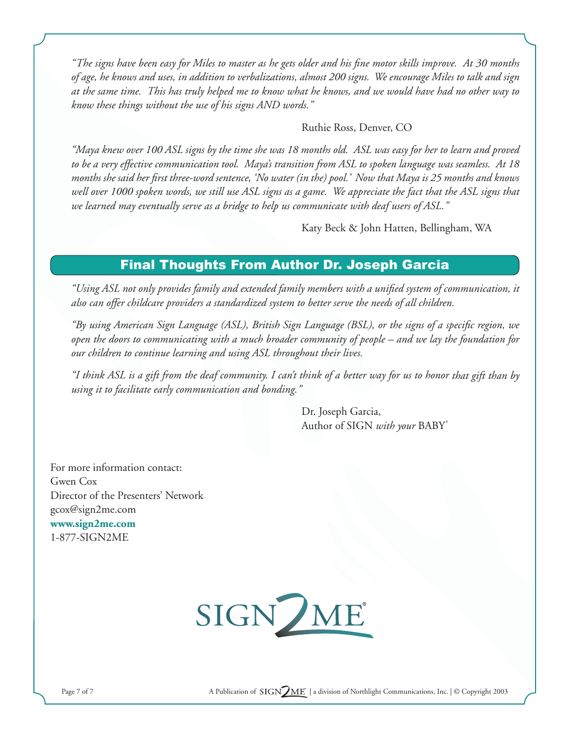*"The signs have been easy for Miles to master as he gets older and his fine motor skills improve. At 30 months of age, he knows and uses, in addition to verbalizations, almost 200 signs. We encourage Miles to talk and sign at the same time. This has truly helped me to know what he knows, and we would have had no other way to know these things without the use of his signs AND words."*

Ruthie Ross, Denver, CO

*"Maya knew over 100 ASL signs by the time she was 18 months old. ASL was easy for her to learn and proved to be a very effective communication tool. Maya's transition from ASL to spoken language was seamless. At 18 months she said her first three-word sentence, 'No water (in the) pool.' Now that Maya is 25 months and knows well over 1000 spoken words, we still use ASL signs as a game. We appreciate the fact that the ASL signs that we learned may eventually serve as a bridge to help us communicate with deaf users of ASL."*

Katy Beck & John Hatten, Bellingham, WA

## Final Thoughts From Author Dr. Joseph Garcia

*"Using ASL not only provides family and extended family members with a unified system of communication, it also can offer childcare providers a standardized system to better serve the needs of all children.*

*"By using American Sign Language (ASL), British Sign Language (BSL), or the signs of a specific region, we open the doors to communicating with a much broader community of people – and we lay the foundation for our children to continue learning and using ASL throughout their lives.*

*"I think ASL is a gift from the deaf community. I can't think of a better way for us to honor that gift than by using it to facilitate early communication and bonding."*

Dr. Joseph Garcia,
Author of SIGN *with your* BABY®

For more information contact:
Gwen Cox
Director of the Presenters' Network
gcox@sign2me.com
**www.sign2me.com**
1-877-SIGN2ME

SIGN2ME®

A Publication of SIGN2ME | a division of Northlight Communications, Inc. | © Copyright 2003